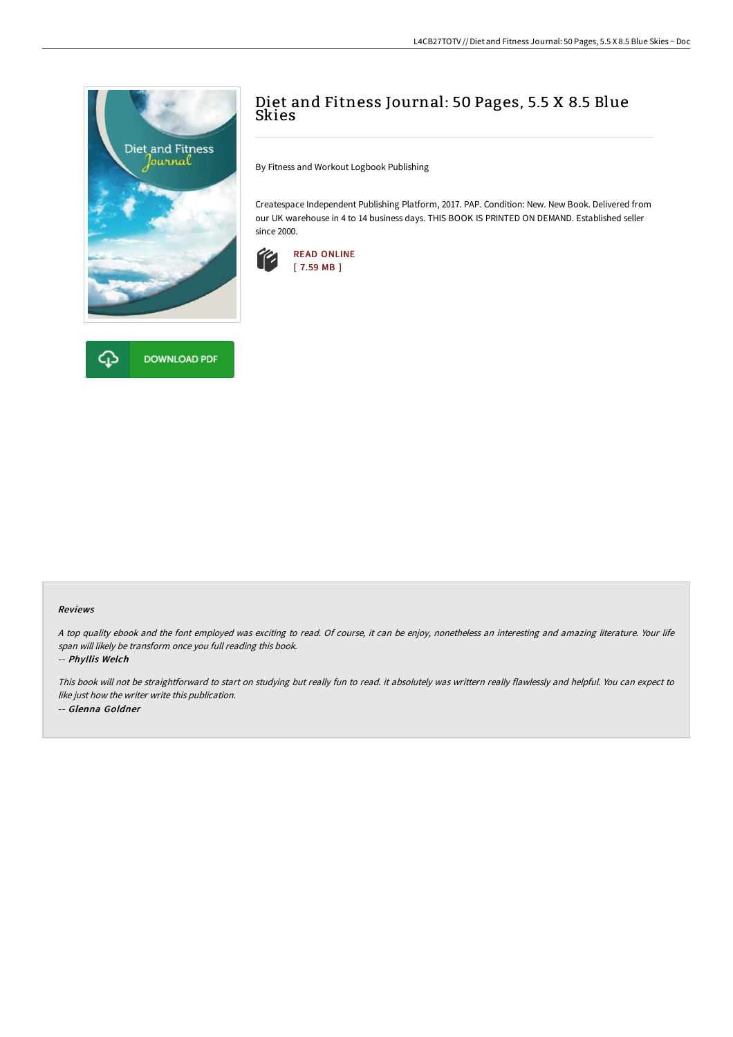# Diet and Fitness Journal: 50 Pages, 5.5 X 8.5 Blue Skies

By Fitness and Workout Logbook Publishing

Createspace Independent Publishing Platform, 2017. PAP. Condition: New. New Book. Delivered from our UK warehouse in 4 to 14 business days. THIS BOOK IS PRINTED ON DEMAND. Established seller since 2000.

READ ONLINE
[ 7.59 MB ]

DOWNLOAD PDF

### Reviews

*A top quality ebook and the font employed was exciting to read. Of course, it can be enjoy, nonetheless an interesting and amazing literature. Your life span will likely be transform once you full reading this book.*

-- ***Phyllis Welch***

*This book will not be straightforward to start on studying but really fun to read. it absolutely was writtern really flawlessly and helpful. You can expect to like just how the writer write this publication.*

-- ***Glenna Goldner***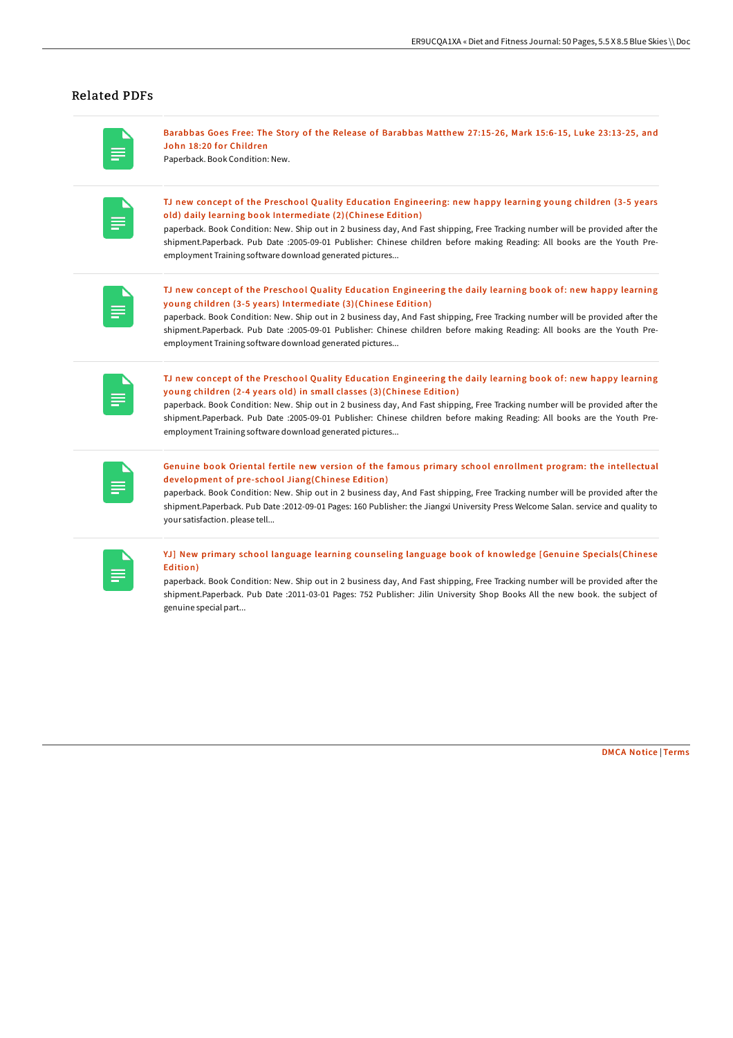## Related PDFs

**Barabbas Goes Free: The Story of the Release of Barabbas Matthew 27:15-26, Mark 15:6-15, Luke 23:13-25, and John 18:20 for Children**

Paperback. Book Condition: New.

**TJ new concept of the Preschool Quality Education Engineering: new happy learning young children (3-5 years old) daily learning book Intermediate (2)(Chinese Edition)**

paperback. Book Condition: New. Ship out in 2 business day, And Fast shipping, Free Tracking number will be provided after the shipment.Paperback. Pub Date :2005-09-01 Publisher: Chinese children before making Reading: All books are the Youth Pre-employment Training software download generated pictures...

**TJ new concept of the Preschool Quality Education Engineering the daily learning book of: new happy learning young children (3-5 years) Intermediate (3)(Chinese Edition)**

paperback. Book Condition: New. Ship out in 2 business day, And Fast shipping, Free Tracking number will be provided after the shipment.Paperback. Pub Date :2005-09-01 Publisher: Chinese children before making Reading: All books are the Youth Pre-employment Training software download generated pictures...

**TJ new concept of the Preschool Quality Education Engineering the daily learning book of: new happy learning young children (2-4 years old) in small classes (3)(Chinese Edition)**

paperback. Book Condition: New. Ship out in 2 business day, And Fast shipping, Free Tracking number will be provided after the shipment.Paperback. Pub Date :2005-09-01 Publisher: Chinese children before making Reading: All books are the Youth Pre-employment Training software download generated pictures...

**Genuine book Oriental fertile new version of the famous primary school enrollment program: the intellectual development of pre-school Jiang(Chinese Edition)**

paperback. Book Condition: New. Ship out in 2 business day, And Fast shipping, Free Tracking number will be provided after the shipment.Paperback. Pub Date :2012-09-01 Pages: 160 Publisher: the Jiangxi University Press Welcome Salan. service and quality to your satisfaction. please tell...

**YJ] New primary school language learning counseling language book of knowledge [Genuine Specials(Chinese Edition)**

paperback. Book Condition: New. Ship out in 2 business day, And Fast shipping, Free Tracking number will be provided after the shipment.Paperback. Pub Date :2011-03-01 Pages: 752 Publisher: Jilin University Shop Books All the new book. the subject of genuine special part...